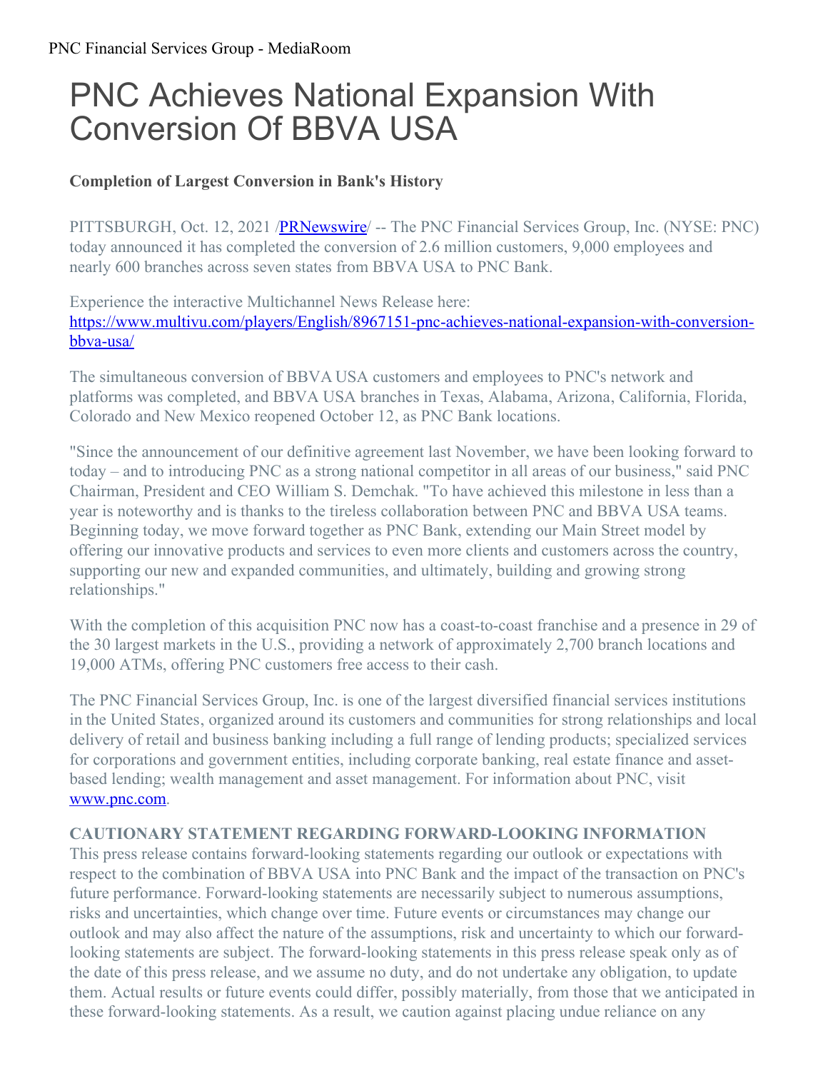PNC Financial Services Group - MediaRoom

# PNC Achieves National Expansion With Conversion Of BBVA USA

**Completion of Largest Conversion in Bank's History**

PITTSBURGH, Oct. 12, 2021 /[PRNewswire](http://www.prnewswire.com/)/ -- The PNC Financial Services Group, Inc. (NYSE: PNC) today announced it has completed the conversion of 2.6 million customers, 9,000 employees and nearly 600 branches across seven states from BBVA USA to PNC Bank.

Experience the interactive Multichannel News Release here: [https://www.multivu.com/players/English/8967151-pnc-achieves-national-expansion-with-conversion-bbva-usa/](https://www.multivu.com/players/English/8967151-pnc-achieves-national-expansion-with-conversion-bbva-usa/)

The simultaneous conversion of BBVA USA customers and employees to PNC's network and platforms was completed, and BBVA USA branches in Texas, Alabama, Arizona, California, Florida, Colorado and New Mexico reopened October 12, as PNC Bank locations.

"Since the announcement of our definitive agreement last November, we have been looking forward to today – and to introducing PNC as a strong national competitor in all areas of our business," said PNC Chairman, President and CEO William S. Demchak. "To have achieved this milestone in less than a year is noteworthy and is thanks to the tireless collaboration between PNC and BBVA USA teams. Beginning today, we move forward together as PNC Bank, extending our Main Street model by offering our innovative products and services to even more clients and customers across the country, supporting our new and expanded communities, and ultimately, building and growing strong relationships."

With the completion of this acquisition PNC now has a coast-to-coast franchise and a presence in 29 of the 30 largest markets in the U.S., providing a network of approximately 2,700 branch locations and 19,000 ATMs, offering PNC customers free access to their cash.

The PNC Financial Services Group, Inc. is one of the largest diversified financial services institutions in the United States, organized around its customers and communities for strong relationships and local delivery of retail and business banking including a full range of lending products; specialized services for corporations and government entities, including corporate banking, real estate finance and asset-based lending; wealth management and asset management. For information about PNC, visit [www.pnc.com](http://www.pnc.com).

**CAUTIONARY STATEMENT REGARDING FORWARD-LOOKING INFORMATION**

This press release contains forward-looking statements regarding our outlook or expectations with respect to the combination of BBVA USA into PNC Bank and the impact of the transaction on PNC's future performance. Forward-looking statements are necessarily subject to numerous assumptions, risks and uncertainties, which change over time. Future events or circumstances may change our outlook and may also affect the nature of the assumptions, risk and uncertainty to which our forward-looking statements are subject. The forward-looking statements in this press release speak only as of the date of this press release, and we assume no duty, and do not undertake any obligation, to update them. Actual results or future events could differ, possibly materially, from those that we anticipated in these forward-looking statements. As a result, we caution against placing undue reliance on any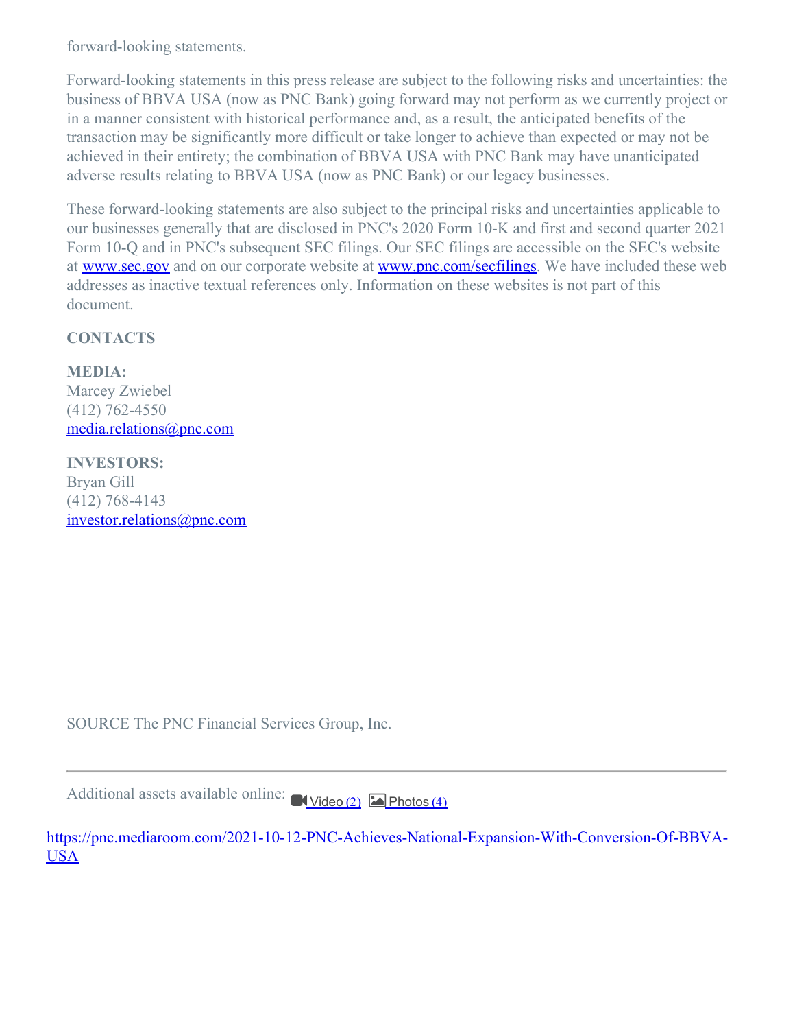forward-looking statements.

Forward-looking statements in this press release are subject to the following risks and uncertainties: the business of BBVA USA (now as PNC Bank) going forward may not perform as we currently project or in a manner consistent with historical performance and, as a result, the anticipated benefits of the transaction may be significantly more difficult or take longer to achieve than expected or may not be achieved in their entirety; the combination of BBVA USA with PNC Bank may have unanticipated adverse results relating to BBVA USA (now as PNC Bank) or our legacy businesses.

These forward-looking statements are also subject to the principal risks and uncertainties applicable to our businesses generally that are disclosed in PNC's 2020 Form 10-K and first and second quarter 2021 Form 10-Q and in PNC's subsequent SEC filings. Our SEC filings are accessible on the SEC's website at www.sec.gov and on our corporate website at www.pnc.com/secfilings. We have included these web addresses as inactive textual references only. Information on these websites is not part of this document.

**CONTACTS**

**MEDIA:**
Marcey Zwiebel
(412) 762-4550
media.relations@pnc.com

**INVESTORS:**
Bryan Gill
(412) 768-4143
investor.relations@pnc.com

SOURCE The PNC Financial Services Group, Inc.

---

Additional assets available online: Video (2) Photos (4)

https://pnc.mediaroom.com/2021-10-12-PNC-Achieves-National-Expansion-With-Conversion-Of-BBVA-USA